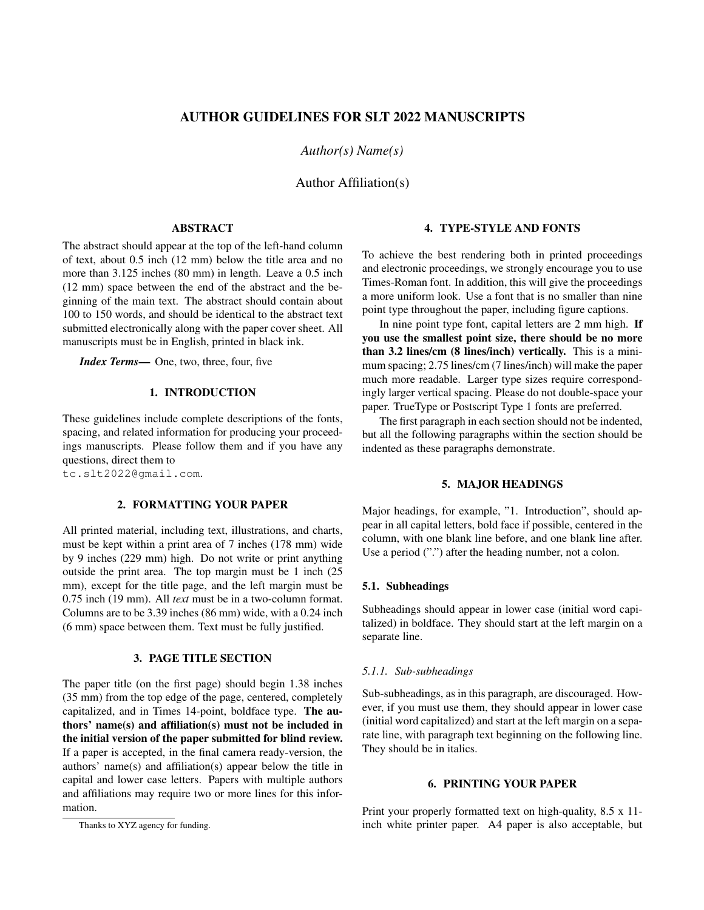# AUTHOR GUIDELINES FOR SLT 2022 MANUSCRIPTS

*Author(s) Name(s)*

Author Affiliation(s)

## ABSTRACT

The abstract should appear at the top of the left-hand column of text, about 0.5 inch (12 mm) below the title area and no more than 3.125 inches (80 mm) in length. Leave a 0.5 inch (12 mm) space between the end of the abstract and the beginning of the main text. The abstract should contain about 100 to 150 words, and should be identical to the abstract text submitted electronically along with the paper cover sheet. All manuscripts must be in English, printed in black ink.

***Index Terms—*** One, two, three, four, five

## 1. INTRODUCTION

These guidelines include complete descriptions of the fonts, spacing, and related information for producing your proceedings manuscripts. Please follow them and if you have any questions, direct them to `tc.slt2022@gmail.com`.

## 2. FORMATTING YOUR PAPER

All printed material, including text, illustrations, and charts, must be kept within a print area of 7 inches (178 mm) wide by 9 inches (229 mm) high. Do not write or print anything outside the print area. The top margin must be 1 inch (25 mm), except for the title page, and the left margin must be 0.75 inch (19 mm). All *text* must be in a two-column format. Columns are to be 3.39 inches (86 mm) wide, with a 0.24 inch (6 mm) space between them. Text must be fully justified.

## 3. PAGE TITLE SECTION

The paper title (on the first page) should begin 1.38 inches (35 mm) from the top edge of the page, centered, completely capitalized, and in Times 14-point, boldface type. **The authors' name(s) and affiliation(s) must not be included in the initial version of the paper submitted for blind review.** If a paper is accepted, in the final camera ready-version, the authors' name(s) and affiliation(s) appear below the title in capital and lower case letters. Papers with multiple authors and affiliations may require two or more lines for this information.

Thanks to XYZ agency for funding.

## 4. TYPE-STYLE AND FONTS

To achieve the best rendering both in printed proceedings and electronic proceedings, we strongly encourage you to use Times-Roman font. In addition, this will give the proceedings a more uniform look. Use a font that is no smaller than nine point type throughout the paper, including figure captions.

In nine point type font, capital letters are 2 mm high. **If you use the smallest point size, there should be no more than 3.2 lines/cm (8 lines/inch) vertically.** This is a minimum spacing; 2.75 lines/cm (7 lines/inch) will make the paper much more readable. Larger type sizes require correspondingly larger vertical spacing. Please do not double-space your paper. TrueType or Postscript Type 1 fonts are preferred.

The first paragraph in each section should not be indented, but all the following paragraphs within the section should be indented as these paragraphs demonstrate.

## 5. MAJOR HEADINGS

Major headings, for example, "1. Introduction", should appear in all capital letters, bold face if possible, centered in the column, with one blank line before, and one blank line after. Use a period (".") after the heading number, not a colon.

### 5.1. Subheadings

Subheadings should appear in lower case (initial word capitalized) in boldface. They should start at the left margin on a separate line.

#### *5.1.1. Sub-subheadings*

Sub-subheadings, as in this paragraph, are discouraged. However, if you must use them, they should appear in lower case (initial word capitalized) and start at the left margin on a separate line, with paragraph text beginning on the following line. They should be in italics.

## 6. PRINTING YOUR PAPER

Print your properly formatted text on high-quality, 8.5 x 11-inch white printer paper. A4 paper is also acceptable, but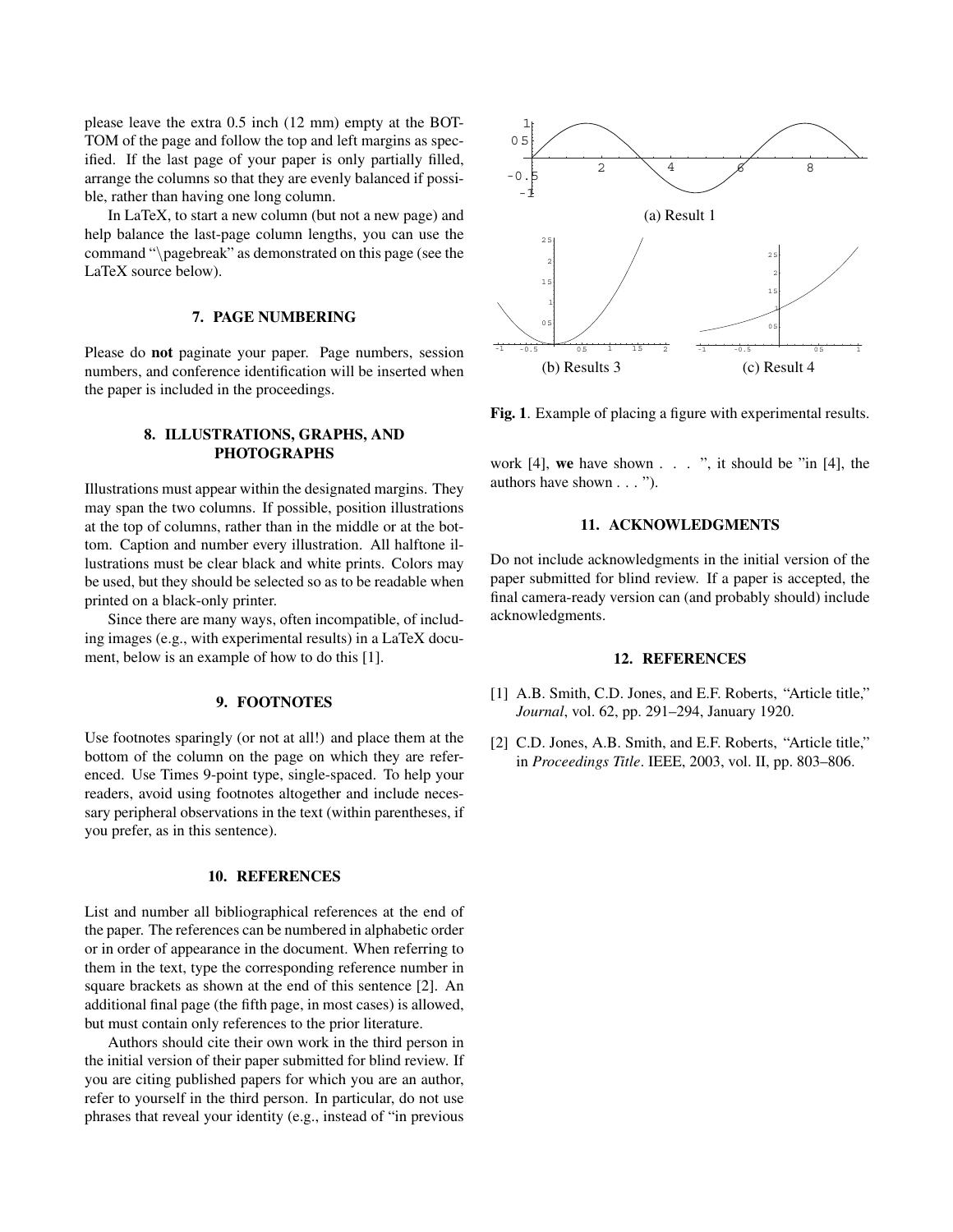please leave the extra 0.5 inch (12 mm) empty at the BOTTOM of the page and follow the top and left margins as specified. If the last page of your paper is only partially filled, arrange the columns so that they are evenly balanced if possible, rather than having one long column.

In LaTeX, to start a new column (but not a new page) and help balance the last-page column lengths, you can use the command "\pagebreak" as demonstrated on this page (see the LaTeX source below).

## 7. PAGE NUMBERING

Please do **not** paginate your paper. Page numbers, session numbers, and conference identification will be inserted when the paper is included in the proceedings.

## 8. ILLUSTRATIONS, GRAPHS, AND PHOTOGRAPHS

Illustrations must appear within the designated margins. They may span the two columns. If possible, position illustrations at the top of columns, rather than in the middle or at the bottom. Caption and number every illustration. All halftone illustrations must be clear black and white prints. Colors may be used, but they should be selected so as to be readable when printed on a black-only printer.

Since there are many ways, often incompatible, of including images (e.g., with experimental results) in a LaTeX document, below is an example of how to do this [1].

## 9. FOOTNOTES

Use footnotes sparingly (or not at all!) and place them at the bottom of the column on the page on which they are referenced. Use Times 9-point type, single-spaced. To help your readers, avoid using footnotes altogether and include necessary peripheral observations in the text (within parentheses, if you prefer, as in this sentence).

## 10. REFERENCES

List and number all bibliographical references at the end of the paper. The references can be numbered in alphabetic order or in order of appearance in the document. When referring to them in the text, type the corresponding reference number in square brackets as shown at the end of this sentence [2]. An additional final page (the fifth page, in most cases) is allowed, but must contain only references to the prior literature.

Authors should cite their own work in the third person in the initial version of their paper submitted for blind review. If you are citing published papers for which you are an author, refer to yourself in the third person. In particular, do not use phrases that reveal your identity (e.g., instead of "in previous work [4], **we** have shown . . . ", it should be "in [4], the authors have shown . . . ").

1
0.5
-0.5
-1
2
4
6
8

(a) Result 1

2.5
2
1.5
1
0.5
-1
-0.5
0.5
1
1.5
2

(b) Results 3

2.5
2
1.5
1
0.5
-1
-0.5
0.5
1

(c) Result 4

**Fig. 1**. Example of placing a figure with experimental results.

## 11. ACKNOWLEDGMENTS

Do not include acknowledgments in the initial version of the paper submitted for blind review. If a paper is accepted, the final camera-ready version can (and probably should) include acknowledgments.

## 12. REFERENCES

[1] A.B. Smith, C.D. Jones, and E.F. Roberts, "Article title," *Journal*, vol. 62, pp. 291–294, January 1920.

[2] C.D. Jones, A.B. Smith, and E.F. Roberts, "Article title," in *Proceedings Title*. IEEE, 2003, vol. II, pp. 803–806.